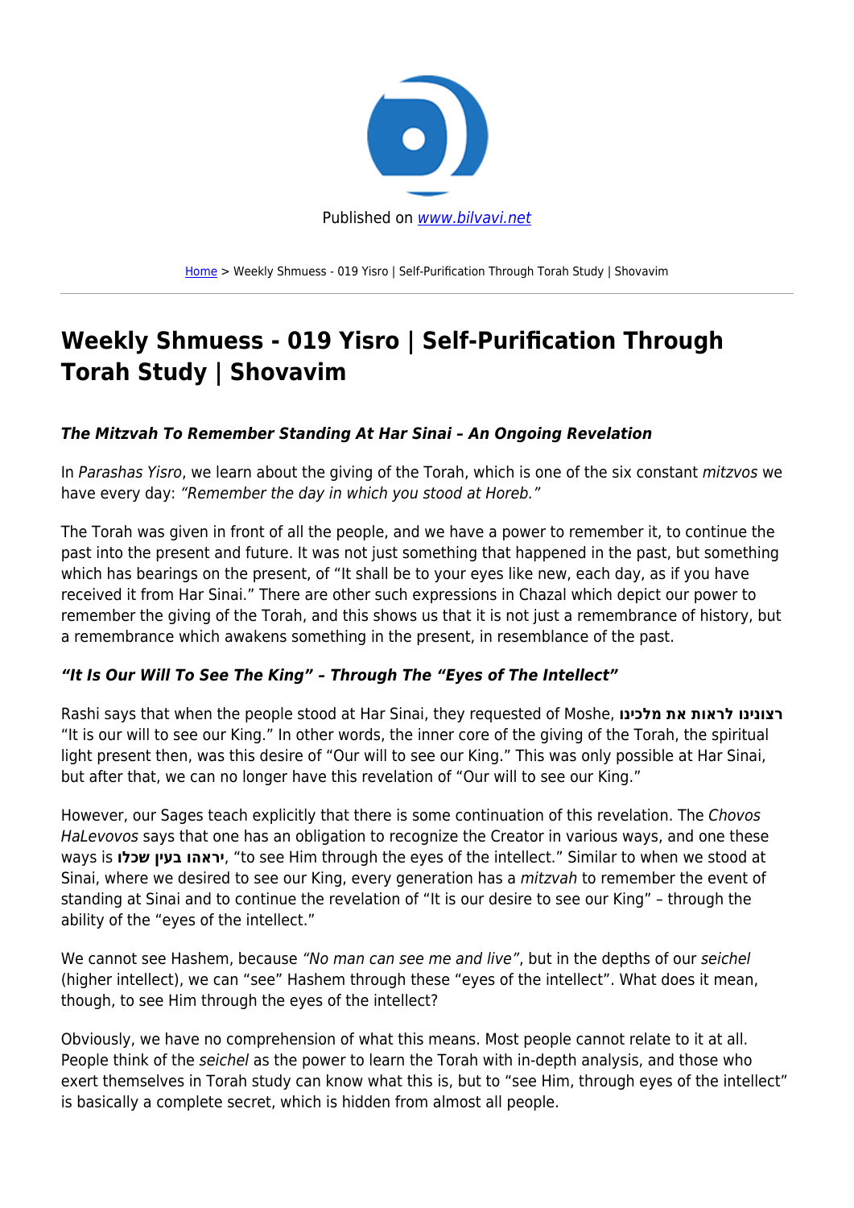Published on www.bilvavi.net

Home > Weekly Shmuess - 019 Yisro | Self-Purification Through Torah Study | Shovavim

# Weekly Shmuess - 019 Yisro | Self-Purification Through Torah Study | Shovavim

### *The Mitzvah To Remember Standing At Har Sinai – An Ongoing Revelation*

In *Parashas Yisro*, we learn about the giving of the Torah, which is one of the six constant *mitzvos* we have every day: *"Remember the day in which you stood at Horeb."*

The Torah was given in front of all the people, and we have a power to remember it, to continue the past into the present and future. It was not just something that happened in the past, but something which has bearings on the present, of "It shall be to your eyes like new, each day, as if you have received it from Har Sinai." There are other such expressions in Chazal which depict our power to remember the giving of the Torah, and this shows us that it is not just a remembrance of history, but a remembrance which awakens something in the present, in resemblance of the past.

### *"It Is Our Will To See The King" – Through The "Eyes of The Intellect"*

Rashi says that when the people stood at Har Sinai, they requested of Moshe, **רצונינו לראות את מלכינו** "It is our will to see our King." In other words, the inner core of the giving of the Torah, the spiritual light present then, was this desire of "Our will to see our King." This was only possible at Har Sinai, but after that, we can no longer have this revelation of "Our will to see our King."

However, our Sages teach explicitly that there is some continuation of this revelation. The *Chovos HaLevovos* says that one has an obligation to recognize the Creator in various ways, and one these ways is **יראהו בעין שכלו**, "to see Him through the eyes of the intellect." Similar to when we stood at Sinai, where we desired to see our King, every generation has a *mitzvah* to remember the event of standing at Sinai and to continue the revelation of "It is our desire to see our King" – through the ability of the "eyes of the intellect."

We cannot see Hashem, because *"No man can see me and live"*, but in the depths of our *seichel* (higher intellect), we can "see" Hashem through these "eyes of the intellect". What does it mean, though, to see Him through the eyes of the intellect?

Obviously, we have no comprehension of what this means. Most people cannot relate to it at all. People think of the *seichel* as the power to learn the Torah with in-depth analysis, and those who exert themselves in Torah study can know what this is, but to "see Him, through eyes of the intellect" is basically a complete secret, which is hidden from almost all people.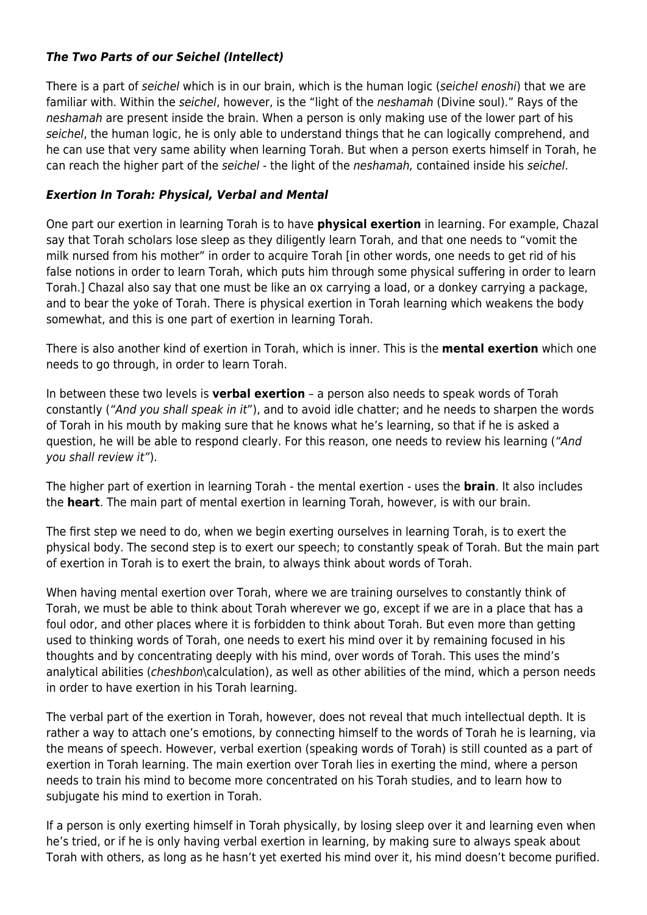### ***The Two Parts of our Seichel (Intellect)***

There is a part of *seichel* which is in our brain, which is the human logic (*seichel enoshi*) that we are familiar with. Within the *seichel*, however, is the "light of the *neshamah* (Divine soul)." Rays of the *neshamah* are present inside the brain. When a person is only making use of the lower part of his *seichel*, the human logic, he is only able to understand things that he can logically comprehend, and he can use that very same ability when learning Torah. But when a person exerts himself in Torah, he can reach the higher part of the *seichel* - the light of the *neshamah,* contained inside his *seichel*.

### ***Exertion In Torah: Physical, Verbal and Mental***

One part our exertion in learning Torah is to have **physical exertion** in learning. For example, Chazal say that Torah scholars lose sleep as they diligently learn Torah, and that one needs to "vomit the milk nursed from his mother" in order to acquire Torah [in other words, one needs to get rid of his false notions in order to learn Torah, which puts him through some physical suffering in order to learn Torah.] Chazal also say that one must be like an ox carrying a load, or a donkey carrying a package, and to bear the yoke of Torah. There is physical exertion in Torah learning which weakens the body somewhat, and this is one part of exertion in learning Torah.

There is also another kind of exertion in Torah, which is inner. This is the **mental exertion** which one needs to go through, in order to learn Torah.

In between these two levels is **verbal exertion** – a person also needs to speak words of Torah constantly (*"And you shall speak in it"*), and to avoid idle chatter; and he needs to sharpen the words of Torah in his mouth by making sure that he knows what he's learning, so that if he is asked a question, he will be able to respond clearly. For this reason, one needs to review his learning (*"And you shall review it"*).

The higher part of exertion in learning Torah - the mental exertion - uses the **brain**. It also includes the **heart**. The main part of mental exertion in learning Torah, however, is with our brain.

The first step we need to do, when we begin exerting ourselves in learning Torah, is to exert the physical body. The second step is to exert our speech; to constantly speak of Torah. But the main part of exertion in Torah is to exert the brain, to always think about words of Torah.

When having mental exertion over Torah, where we are training ourselves to constantly think of Torah, we must be able to think about Torah wherever we go, except if we are in a place that has a foul odor, and other places where it is forbidden to think about Torah. But even more than getting used to thinking words of Torah, one needs to exert his mind over it by remaining focused in his thoughts and by concentrating deeply with his mind, over words of Torah. This uses the mind's analytical abilities (*cheshbon*\calculation), as well as other abilities of the mind, which a person needs in order to have exertion in his Torah learning.

The verbal part of the exertion in Torah, however, does not reveal that much intellectual depth. It is rather a way to attach one's emotions, by connecting himself to the words of Torah he is learning, via the means of speech. However, verbal exertion (speaking words of Torah) is still counted as a part of exertion in Torah learning. The main exertion over Torah lies in exerting the mind, where a person needs to train his mind to become more concentrated on his Torah studies, and to learn how to subjugate his mind to exertion in Torah.

If a person is only exerting himself in Torah physically, by losing sleep over it and learning even when he's tried, or if he is only having verbal exertion in learning, by making sure to always speak about Torah with others, as long as he hasn't yet exerted his mind over it, his mind doesn't become purified.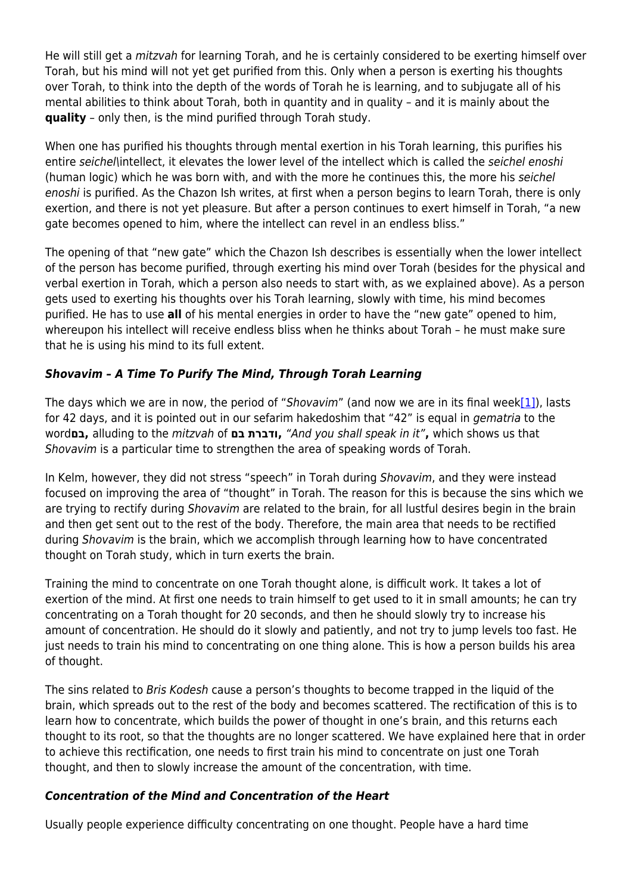He will still get a *mitzvah* for learning Torah, and he is certainly considered to be exerting himself over Torah, but his mind will not yet get purified from this. Only when a person is exerting his thoughts over Torah, to think into the depth of the words of Torah he is learning, and to subjugate all of his mental abilities to think about Torah, both in quantity and in quality – and it is mainly about the **quality** – only then, is the mind purified through Torah study.

When one has purified his thoughts through mental exertion in his Torah learning, this purifies his entire *seichel*\intellect, it elevates the lower level of the intellect which is called the *seichel enoshi* (human logic) which he was born with, and with the more he continues this, the more his *seichel enoshi* is purified. As the Chazon Ish writes, at first when a person begins to learn Torah, there is only exertion, and there is not yet pleasure. But after a person continues to exert himself in Torah, "a new gate becomes opened to him, where the intellect can revel in an endless bliss."

The opening of that "new gate" which the Chazon Ish describes is essentially when the lower intellect of the person has become purified, through exerting his mind over Torah (besides for the physical and verbal exertion in Torah, which a person also needs to start with, as we explained above). As a person gets used to exerting his thoughts over his Torah learning, slowly with time, his mind becomes purified. He has to use **all** of his mental energies in order to have the "new gate" opened to him, whereupon his intellect will receive endless bliss when he thinks about Torah – he must make sure that he is using his mind to its full extent.

### ***Shovavim – A Time To Purify The Mind, Through Torah Learning***

The days which we are in now, the period of "*Shovavim*" (and now we are in its final week[1]), lasts for 42 days, and it is pointed out in our sefarim hakedoshim that "42" is equal in *gematria* to the word**בם,** alluding to the *mitzvah* of **ודברת בם,** *"And you shall speak in it"***,** which shows us that *Shovavim* is a particular time to strengthen the area of speaking words of Torah.

In Kelm, however, they did not stress "speech" in Torah during *Shovavim*, and they were instead focused on improving the area of "thought" in Torah. The reason for this is because the sins which we are trying to rectify during *Shovavim* are related to the brain, for all lustful desires begin in the brain and then get sent out to the rest of the body. Therefore, the main area that needs to be rectified during *Shovavim* is the brain, which we accomplish through learning how to have concentrated thought on Torah study, which in turn exerts the brain.

Training the mind to concentrate on one Torah thought alone, is difficult work. It takes a lot of exertion of the mind. At first one needs to train himself to get used to it in small amounts; he can try concentrating on a Torah thought for 20 seconds, and then he should slowly try to increase his amount of concentration. He should do it slowly and patiently, and not try to jump levels too fast. He just needs to train his mind to concentrating on one thing alone. This is how a person builds his area of thought.

The sins related to *Bris Kodesh* cause a person's thoughts to become trapped in the liquid of the brain, which spreads out to the rest of the body and becomes scattered. The rectification of this is to learn how to concentrate, which builds the power of thought in one's brain, and this returns each thought to its root, so that the thoughts are no longer scattered. We have explained here that in order to achieve this rectification, one needs to first train his mind to concentrate on just one Torah thought, and then to slowly increase the amount of the concentration, with time.

### ***Concentration of the Mind and Concentration of the Heart***

Usually people experience difficulty concentrating on one thought. People have a hard time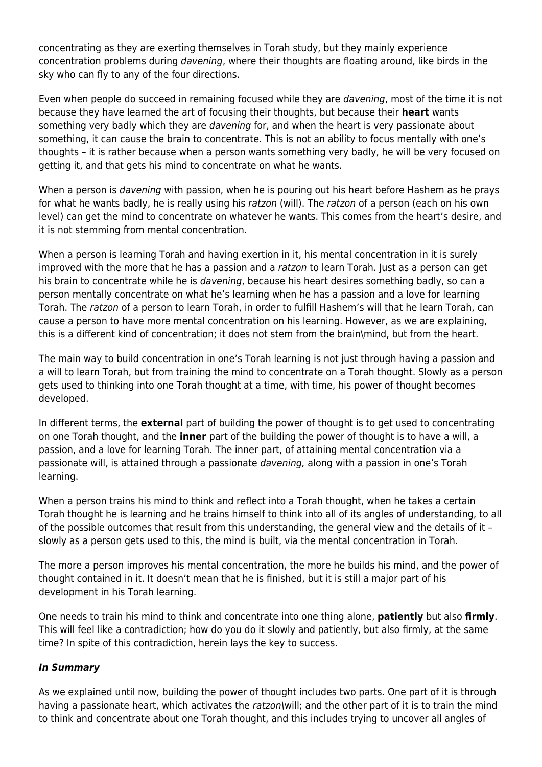concentrating as they are exerting themselves in Torah study, but they mainly experience concentration problems during *davening*, where their thoughts are floating around, like birds in the sky who can fly to any of the four directions.

Even when people do succeed in remaining focused while they are *davening*, most of the time it is not because they have learned the art of focusing their thoughts, but because their **heart** wants something very badly which they are *davening* for, and when the heart is very passionate about something, it can cause the brain to concentrate. This is not an ability to focus mentally with one's thoughts – it is rather because when a person wants something very badly, he will be very focused on getting it, and that gets his mind to concentrate on what he wants.

When a person is *davening* with passion, when he is pouring out his heart before Hashem as he prays for what he wants badly, he is really using his *ratzon* (will). The *ratzon* of a person (each on his own level) can get the mind to concentrate on whatever he wants. This comes from the heart's desire, and it is not stemming from mental concentration.

When a person is learning Torah and having exertion in it, his mental concentration in it is surely improved with the more that he has a passion and a *ratzon* to learn Torah. Just as a person can get his brain to concentrate while he is *davening*, because his heart desires something badly, so can a person mentally concentrate on what he's learning when he has a passion and a love for learning Torah. The *ratzon* of a person to learn Torah, in order to fulfill Hashem's will that he learn Torah, can cause a person to have more mental concentration on his learning. However, as we are explaining, this is a different kind of concentration; it does not stem from the brain\mind, but from the heart.

The main way to build concentration in one's Torah learning is not just through having a passion and a will to learn Torah, but from training the mind to concentrate on a Torah thought. Slowly as a person gets used to thinking into one Torah thought at a time, with time, his power of thought becomes developed.

In different terms, the **external** part of building the power of thought is to get used to concentrating on one Torah thought, and the **inner** part of the building the power of thought is to have a will, a passion, and a love for learning Torah. The inner part, of attaining mental concentration via a passionate will, is attained through a passionate *davening,* along with a passion in one's Torah learning.

When a person trains his mind to think and reflect into a Torah thought, when he takes a certain Torah thought he is learning and he trains himself to think into all of its angles of understanding, to all of the possible outcomes that result from this understanding, the general view and the details of it – slowly as a person gets used to this, the mind is built, via the mental concentration in Torah.

The more a person improves his mental concentration, the more he builds his mind, and the power of thought contained in it. It doesn't mean that he is finished, but it is still a major part of his development in his Torah learning.

One needs to train his mind to think and concentrate into one thing alone, **patiently** but also **firmly**. This will feel like a contradiction; how do you do it slowly and patiently, but also firmly, at the same time? In spite of this contradiction, herein lays the key to success.

### ***In Summary***

As we explained until now, building the power of thought includes two parts. One part of it is through having a passionate heart, which activates the *ratzon*\will; and the other part of it is to train the mind to think and concentrate about one Torah thought, and this includes trying to uncover all angles of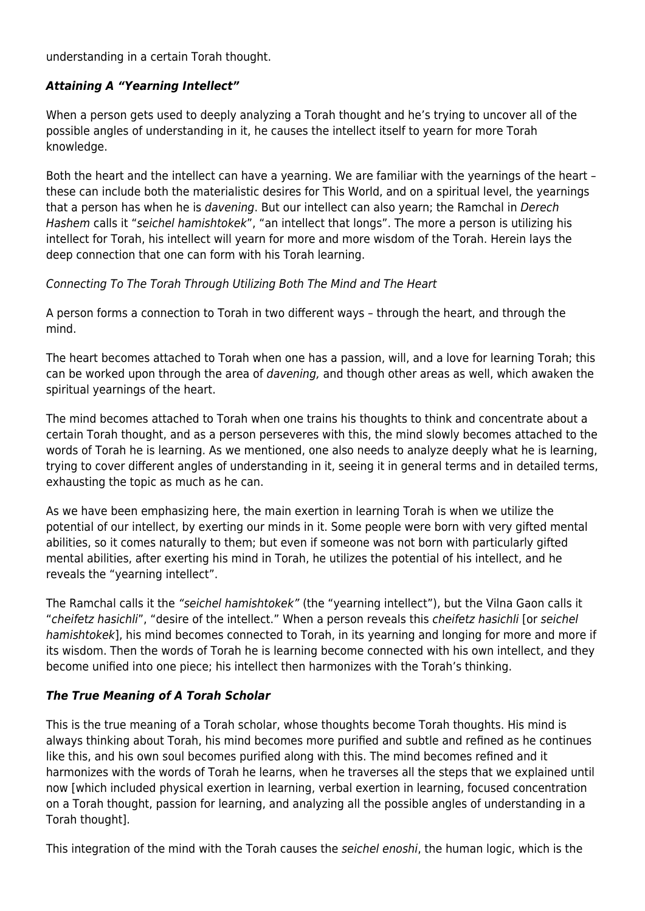understanding in a certain Torah thought.

### ***Attaining A "Yearning Intellect"***

When a person gets used to deeply analyzing a Torah thought and he's trying to uncover all of the possible angles of understanding in it, he causes the intellect itself to yearn for more Torah knowledge.

Both the heart and the intellect can have a yearning. We are familiar with the yearnings of the heart – these can include both the materialistic desires for This World, and on a spiritual level, the yearnings that a person has when he is *davening*. But our intellect can also yearn; the Ramchal in *Derech Hashem* calls it "*seichel hamishtokek*", "an intellect that longs". The more a person is utilizing his intellect for Torah, his intellect will yearn for more and more wisdom of the Torah. Herein lays the deep connection that one can form with his Torah learning.

*Connecting To The Torah Through Utilizing Both The Mind and The Heart*

A person forms a connection to Torah in two different ways – through the heart, and through the mind.

The heart becomes attached to Torah when one has a passion, will, and a love for learning Torah; this can be worked upon through the area of *davening,* and though other areas as well, which awaken the spiritual yearnings of the heart.

The mind becomes attached to Torah when one trains his thoughts to think and concentrate about a certain Torah thought, and as a person perseveres with this, the mind slowly becomes attached to the words of Torah he is learning. As we mentioned, one also needs to analyze deeply what he is learning, trying to cover different angles of understanding in it, seeing it in general terms and in detailed terms, exhausting the topic as much as he can.

As we have been emphasizing here, the main exertion in learning Torah is when we utilize the potential of our intellect, by exerting our minds in it. Some people were born with very gifted mental abilities, so it comes naturally to them; but even if someone was not born with particularly gifted mental abilities, after exerting his mind in Torah, he utilizes the potential of his intellect, and he reveals the "yearning intellect".

The Ramchal calls it the *"seichel hamishtokek"* (the "yearning intellect"), but the Vilna Gaon calls it "*cheifetz hasichli*", "desire of the intellect." When a person reveals this *cheifetz hasichli* [or *seichel hamishtokek*], his mind becomes connected to Torah, in its yearning and longing for more and more if its wisdom. Then the words of Torah he is learning become connected with his own intellect, and they become unified into one piece; his intellect then harmonizes with the Torah's thinking.

### ***The True Meaning of A Torah Scholar***

This is the true meaning of a Torah scholar, whose thoughts become Torah thoughts. His mind is always thinking about Torah, his mind becomes more purified and subtle and refined as he continues like this, and his own soul becomes purified along with this. The mind becomes refined and it harmonizes with the words of Torah he learns, when he traverses all the steps that we explained until now [which included physical exertion in learning, verbal exertion in learning, focused concentration on a Torah thought, passion for learning, and analyzing all the possible angles of understanding in a Torah thought].

This integration of the mind with the Torah causes the *seichel enoshi*, the human logic, which is the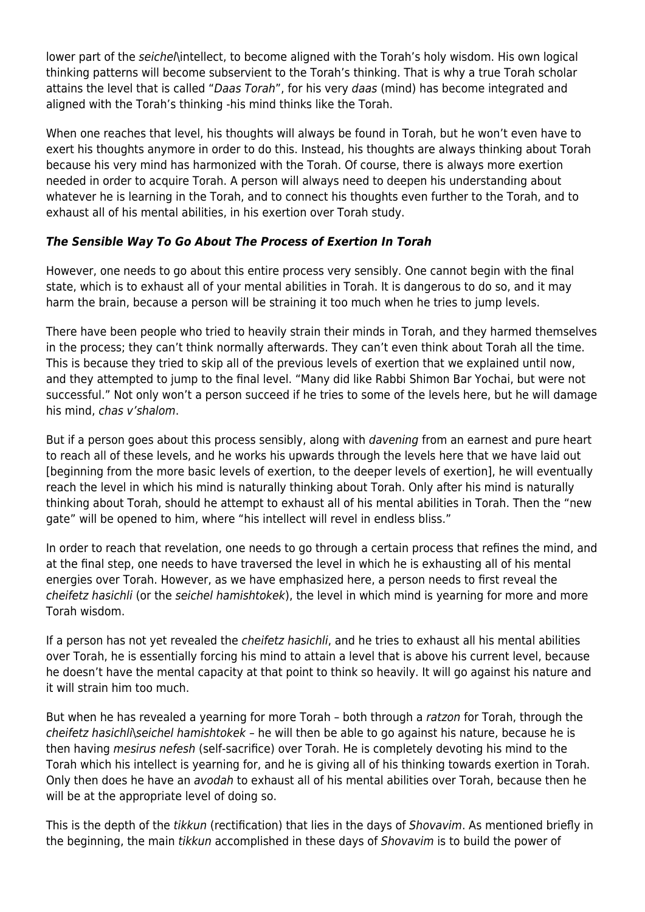lower part of the *seichel\intellect*, to become aligned with the Torah's holy wisdom. His own logical thinking patterns will become subservient to the Torah's thinking. That is why a true Torah scholar attains the level that is called "*Daas Torah*", for his very *daas* (mind) has become integrated and aligned with the Torah's thinking -his mind thinks like the Torah.

When one reaches that level, his thoughts will always be found in Torah, but he won't even have to exert his thoughts anymore in order to do this. Instead, his thoughts are always thinking about Torah because his very mind has harmonized with the Torah. Of course, there is always more exertion needed in order to acquire Torah. A person will always need to deepen his understanding about whatever he is learning in the Torah, and to connect his thoughts even further to the Torah, and to exhaust all of his mental abilities, in his exertion over Torah study.

### ***The Sensible Way To Go About The Process of Exertion In Torah***

However, one needs to go about this entire process very sensibly. One cannot begin with the final state, which is to exhaust all of your mental abilities in Torah. It is dangerous to do so, and it may harm the brain, because a person will be straining it too much when he tries to jump levels.

There have been people who tried to heavily strain their minds in Torah, and they harmed themselves in the process; they can't think normally afterwards. They can't even think about Torah all the time. This is because they tried to skip all of the previous levels of exertion that we explained until now, and they attempted to jump to the final level. "Many did like Rabbi Shimon Bar Yochai, but were not successful." Not only won't a person succeed if he tries to some of the levels here, but he will damage his mind, *chas v'shalom*.

But if a person goes about this process sensibly, along with *davening* from an earnest and pure heart to reach all of these levels, and he works his upwards through the levels here that we have laid out [beginning from the more basic levels of exertion, to the deeper levels of exertion], he will eventually reach the level in which his mind is naturally thinking about Torah. Only after his mind is naturally thinking about Torah, should he attempt to exhaust all of his mental abilities in Torah. Then the "new gate" will be opened to him, where "his intellect will revel in endless bliss."

In order to reach that revelation, one needs to go through a certain process that refines the mind, and at the final step, one needs to have traversed the level in which he is exhausting all of his mental energies over Torah. However, as we have emphasized here, a person needs to first reveal the *cheifetz hasichli* (or the *seichel hamishtokek*), the level in which mind is yearning for more and more Torah wisdom.

If a person has not yet revealed the *cheifetz hasichli*, and he tries to exhaust all his mental abilities over Torah, he is essentially forcing his mind to attain a level that is above his current level, because he doesn't have the mental capacity at that point to think so heavily. It will go against his nature and it will strain him too much.

But when he has revealed a yearning for more Torah – both through a *ratzon* for Torah, through the *cheifetz hasichli\seichel hamishtokek* – he will then be able to go against his nature, because he is then having *mesirus nefesh* (self-sacrifice) over Torah. He is completely devoting his mind to the Torah which his intellect is yearning for, and he is giving all of his thinking towards exertion in Torah. Only then does he have an *avodah* to exhaust all of his mental abilities over Torah, because then he will be at the appropriate level of doing so.

This is the depth of the *tikkun* (rectification) that lies in the days of *Shovavim*. As mentioned briefly in the beginning, the main *tikkun* accomplished in these days of *Shovavim* is to build the power of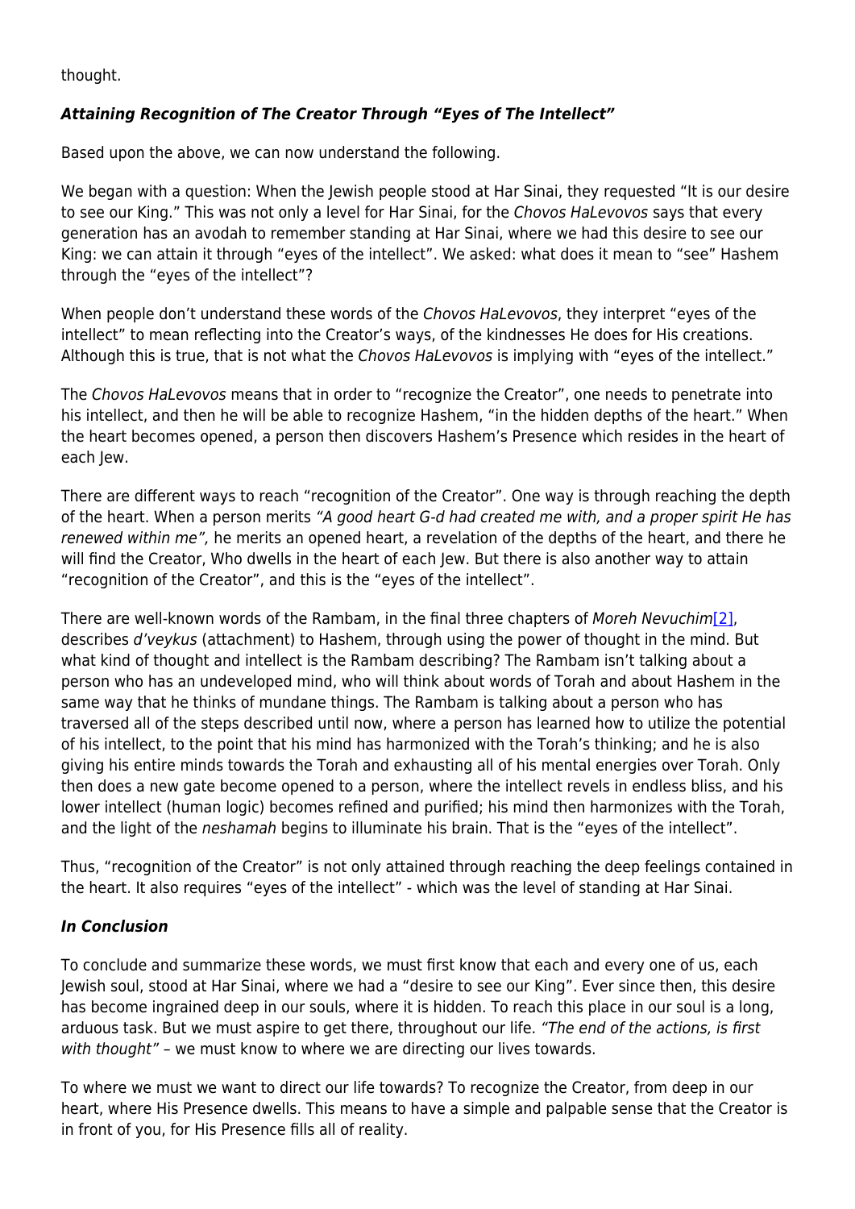thought.

### ***Attaining Recognition of The Creator Through "Eyes of The Intellect"***

Based upon the above, we can now understand the following.

We began with a question: When the Jewish people stood at Har Sinai, they requested "It is our desire to see our King." This was not only a level for Har Sinai, for the *Chovos HaLevovos* says that every generation has an avodah to remember standing at Har Sinai, where we had this desire to see our King: we can attain it through "eyes of the intellect". We asked: what does it mean to "see" Hashem through the "eyes of the intellect"?

When people don't understand these words of the *Chovos HaLevovos*, they interpret "eyes of the intellect" to mean reflecting into the Creator's ways, of the kindnesses He does for His creations. Although this is true, that is not what the *Chovos HaLevovos* is implying with "eyes of the intellect."

The *Chovos HaLevovos* means that in order to "recognize the Creator", one needs to penetrate into his intellect, and then he will be able to recognize Hashem, "in the hidden depths of the heart." When the heart becomes opened, a person then discovers Hashem's Presence which resides in the heart of each Jew.

There are different ways to reach "recognition of the Creator". One way is through reaching the depth of the heart. When a person merits *"A good heart G-d had created me with, and a proper spirit He has renewed within me",* he merits an opened heart, a revelation of the depths of the heart, and there he will find the Creator, Who dwells in the heart of each Jew. But there is also another way to attain "recognition of the Creator", and this is the "eyes of the intellect".

There are well-known words of the Rambam, in the final three chapters of *Moreh Nevuchim*[2], describes *d'veykus* (attachment) to Hashem, through using the power of thought in the mind. But what kind of thought and intellect is the Rambam describing? The Rambam isn't talking about a person who has an undeveloped mind, who will think about words of Torah and about Hashem in the same way that he thinks of mundane things. The Rambam is talking about a person who has traversed all of the steps described until now, where a person has learned how to utilize the potential of his intellect, to the point that his mind has harmonized with the Torah's thinking; and he is also giving his entire minds towards the Torah and exhausting all of his mental energies over Torah. Only then does a new gate become opened to a person, where the intellect revels in endless bliss, and his lower intellect (human logic) becomes refined and purified; his mind then harmonizes with the Torah, and the light of the *neshamah* begins to illuminate his brain. That is the "eyes of the intellect".

Thus, "recognition of the Creator" is not only attained through reaching the deep feelings contained in the heart. It also requires "eyes of the intellect" - which was the level of standing at Har Sinai.

### ***In Conclusion***

To conclude and summarize these words, we must first know that each and every one of us, each Jewish soul, stood at Har Sinai, where we had a "desire to see our King". Ever since then, this desire has become ingrained deep in our souls, where it is hidden. To reach this place in our soul is a long, arduous task. But we must aspire to get there, throughout our life. *"The end of the actions, is first with thought"* – we must know to where we are directing our lives towards.

To where we must we want to direct our life towards? To recognize the Creator, from deep in our heart, where His Presence dwells. This means to have a simple and palpable sense that the Creator is in front of you, for His Presence fills all of reality.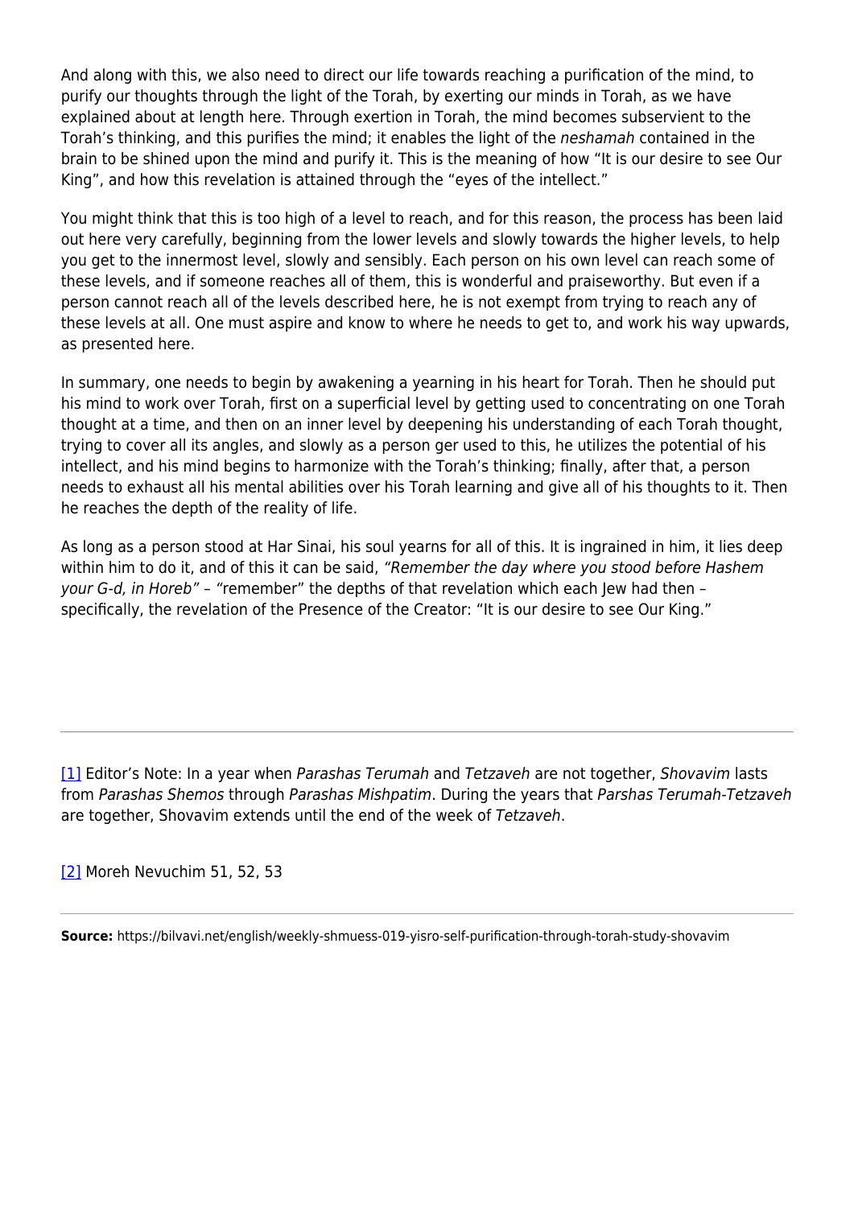And along with this, we also need to direct our life towards reaching a purification of the mind, to purify our thoughts through the light of the Torah, by exerting our minds in Torah, as we have explained about at length here. Through exertion in Torah, the mind becomes subservient to the Torah's thinking, and this purifies the mind; it enables the light of the *neshamah* contained in the brain to be shined upon the mind and purify it. This is the meaning of how "It is our desire to see Our King", and how this revelation is attained through the "eyes of the intellect."

You might think that this is too high of a level to reach, and for this reason, the process has been laid out here very carefully, beginning from the lower levels and slowly towards the higher levels, to help you get to the innermost level, slowly and sensibly. Each person on his own level can reach some of these levels, and if someone reaches all of them, this is wonderful and praiseworthy. But even if a person cannot reach all of the levels described here, he is not exempt from trying to reach any of these levels at all. One must aspire and know to where he needs to get to, and work his way upwards, as presented here.

In summary, one needs to begin by awakening a yearning in his heart for Torah. Then he should put his mind to work over Torah, first on a superficial level by getting used to concentrating on one Torah thought at a time, and then on an inner level by deepening his understanding of each Torah thought, trying to cover all its angles, and slowly as a person ger used to this, he utilizes the potential of his intellect, and his mind begins to harmonize with the Torah's thinking; finally, after that, a person needs to exhaust all his mental abilities over his Torah learning and give all of his thoughts to it. Then he reaches the depth of the reality of life.

As long as a person stood at Har Sinai, his soul yearns for all of this. It is ingrained in him, it lies deep within him to do it, and of this it can be said, *"Remember the day where you stood before Hashem your G-d, in Horeb"* – "remember" the depths of that revelation which each Jew had then – specifically, the revelation of the Presence of the Creator: "It is our desire to see Our King."

---

[1] Editor's Note: In a year when *Parashas Terumah* and *Tetzaveh* are not together, *Shovavim* lasts from *Parashas Shemos* through *Parashas Mishpatim*. During the years that *Parshas Terumah-Tetzaveh* are together, Shovavim extends until the end of the week of *Tetzaveh*.

[2] Moreh Nevuchim 51, 52, 53

---

**Source:** https://bilvavi.net/english/weekly-shmuess-019-yisro-self-purification-through-torah-study-shovavim